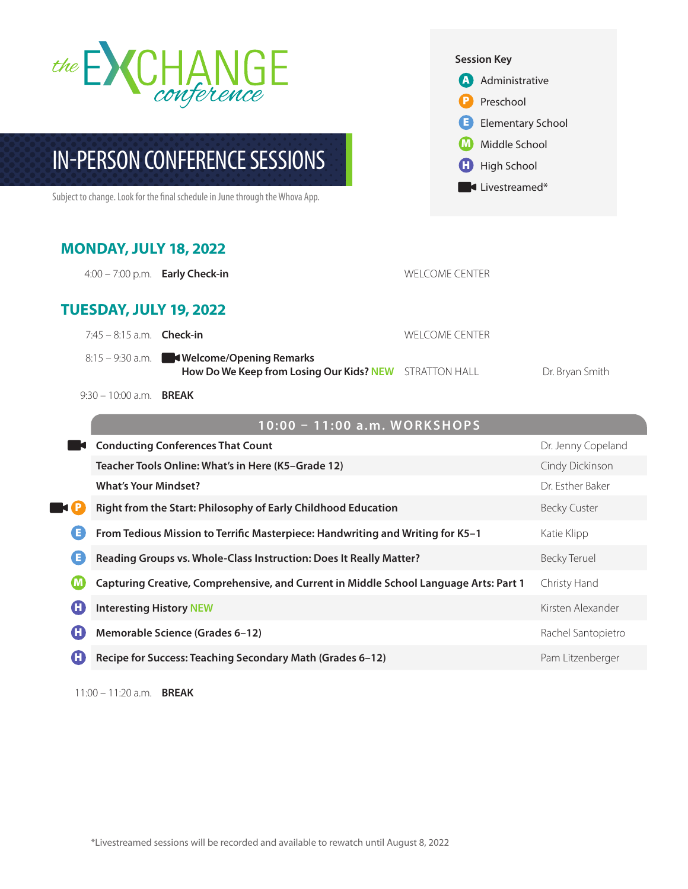# the EXCHANGE conference

## IN-PERSON CONFERENCE SESSIONS

Subject to change. Look for the final schedule in June through the Whova App.

**Session Key**

- A Administrative
- P Preschool
- E Elementary School
- M Middle School
- H High School
- Livestreamed*

## MONDAY, JULY 18, 2022

| | | | |
|---|---|---|---|
| 4:00 – 7:00 p.m. | **Early Check-in** | WELCOME CENTER | |

## TUESDAY, JULY 19, 2022

| | | | |
|---|---|---|---|
| 7:45 – 8:15 a.m. | **Check-in** | WELCOME CENTER | |
| 8:15 – 9:30 a.m. | (Livestreamed) **Welcome/Opening Remarks** **How Do We Keep from Losing Our Kids?** NEW | STRATTON HALL | Dr. Bryan Smith |
| 9:30 – 10:00 a.m. | **BREAK** | | |

### 10:00 – 11:00 a.m. WORKSHOPS

| Key | Session | Presenter |
|---|---|---|
| Livestreamed | **Conducting Conferences That Count** | Dr. Jenny Copeland |
| | **Teacher Tools Online: What's in Here (K5–Grade 12)** | Cindy Dickinson |
| | **What's Your Mindset?** | Dr. Esther Baker |
| Livestreamed, P | **Right from the Start: Philosophy of Early Childhood Education** | Becky Custer |
| E | **From Tedious Mission to Terrific Masterpiece: Handwriting and Writing for K5–1** | Katie Klipp |
| E | **Reading Groups vs. Whole-Class Instruction: Does It Really Matter?** | Becky Teruel |
| M | **Capturing Creative, Comprehensive, and Current in Middle School Language Arts: Part 1** | Christy Hand |
| H | **Interesting History** NEW | Kirsten Alexander |
| H | **Memorable Science (Grades 6–12)** | Rachel Santopietro |
| H | **Recipe for Success: Teaching Secondary Math (Grades 6–12)** | Pam Litzenberger |

| | |
|---|---|
| 11:00 – 11:20 a.m. | **BREAK** |

*Livestreamed sessions will be recorded and available to rewatch until August 8, 2022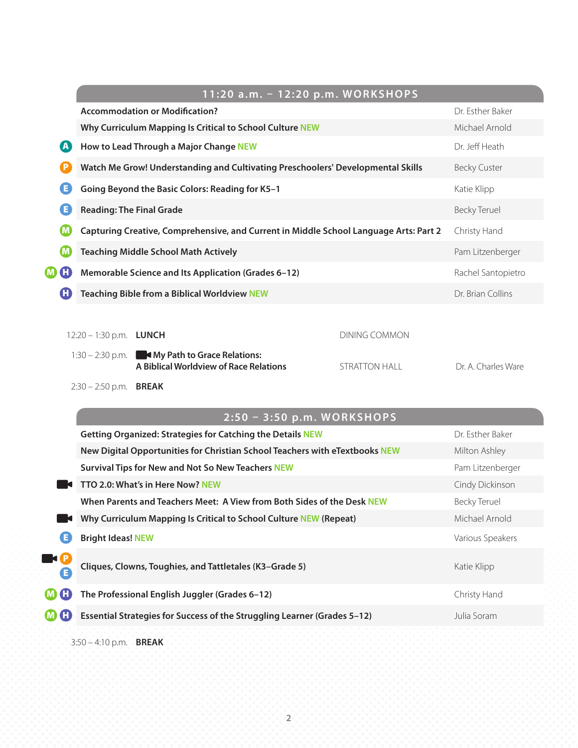## 11:20 a.m. – 12:20 p.m. WORKSHOPS

| | | |
|---|---|---|
| | Accommodation or Modification? | Dr. Esther Baker |
| | Why Curriculum Mapping Is Critical to School Culture NEW | Michael Arnold |
| A | How to Lead Through a Major Change NEW | Dr. Jeff Heath |
| P | Watch Me Grow! Understanding and Cultivating Preschoolers' Developmental Skills | Becky Custer |
| E | Going Beyond the Basic Colors: Reading for K5–1 | Katie Klipp |
| E | Reading: The Final Grade | Becky Teruel |
| M | Capturing Creative, Comprehensive, and Current in Middle School Language Arts: Part 2 | Christy Hand |
| M | Teaching Middle School Math Actively | Pam Litzenberger |
| M H | Memorable Science and Its Application (Grades 6–12) | Rachel Santopietro |
| H | Teaching Bible from a Biblical Worldview NEW | Dr. Brian Collins |

| | | | |
|---|---|---|---|
| 12:20 – 1:30 p.m. | LUNCH | DINING COMMON | |
| 1:30 – 2:30 p.m. | My Path to Grace Relations: A Biblical Worldview of Race Relations | STRATTON HALL | Dr. A. Charles Ware |
| 2:30 – 2:50 p.m. | BREAK | | |

## 2:50 – 3:50 p.m. WORKSHOPS

| | | |
|---|---|---|
| | Getting Organized: Strategies for Catching the Details NEW | Dr. Esther Baker |
| | New Digital Opportunities for Christian School Teachers with eTextbooks NEW | Milton Ashley |
| | Survival Tips for New and Not So New Teachers NEW | Pam Litzenberger |
| | TTO 2.0: What's in Here Now? NEW | Cindy Dickinson |
| | When Parents and Teachers Meet: A View from Both Sides of the Desk NEW | Becky Teruel |
| | Why Curriculum Mapping Is Critical to School Culture NEW (Repeat) | Michael Arnold |
| E | Bright Ideas! NEW | Various Speakers |
| P E | Cliques, Clowns, Toughies, and Tattletales (K3–Grade 5) | Katie Klipp |
| M H | The Professional English Juggler (Grades 6–12) | Christy Hand |
| M H | Essential Strategies for Success of the Struggling Learner (Grades 5–12) | Julia Soram |

3:50 – 4:10 p.m. **BREAK**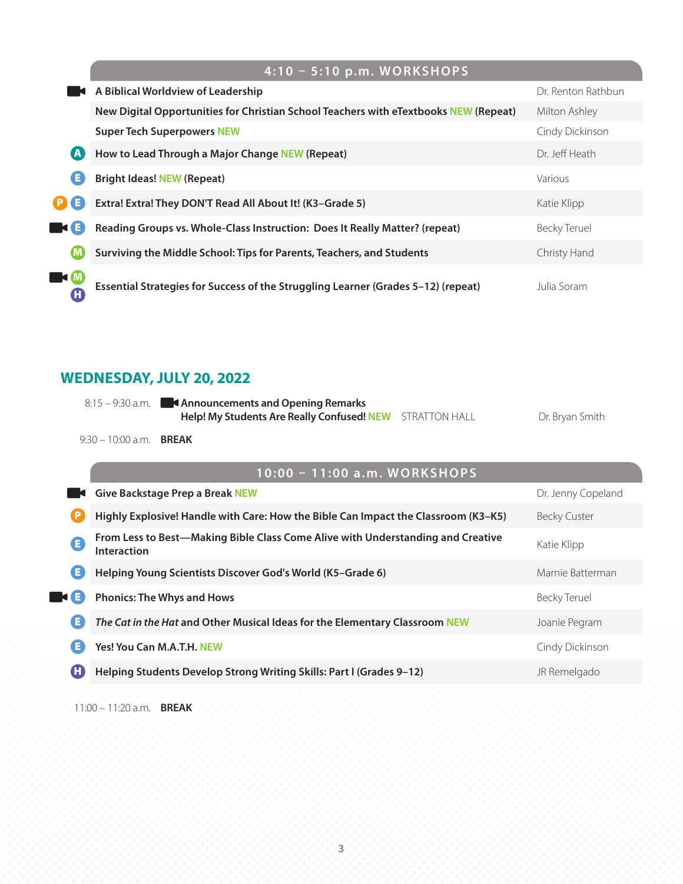## 4:10 – 5:10 p.m. WORKSHOPS

| | | |
|---|---|---|
| | **A Biblical Worldview of Leadership** | Dr. Renton Rathbun |
| | **New Digital Opportunities for Christian School Teachers with eTextbooks** NEW **(Repeat)** | Milton Ashley |
| | **Super Tech Superpowers** NEW | Cindy Dickinson |
| A | **How to Lead Through a Major Change** NEW **(Repeat)** | Dr. Jeff Heath |
| E | **Bright Ideas!** NEW **(Repeat)** | Various |
| P E | **Extra! Extra! They DON'T Read All About It! (K3–Grade 5)** | Katie Klipp |
| E | **Reading Groups vs. Whole-Class Instruction: Does It Really Matter? (repeat)** | Becky Teruel |
| M | **Surviving the Middle School: Tips for Parents, Teachers, and Students** | Christy Hand |
| M H | **Essential Strategies for Success of the Struggling Learner (Grades 5–12) (repeat)** | Julia Soram |

## WEDNESDAY, JULY 20, 2022

8:15 – 9:30 a.m. **Announcements and Opening Remarks**
**Help! My Students Are Really Confused!** NEW STRATTON HALL — Dr. Bryan Smith

9:30 – 10:00 a.m. **BREAK**

## 10:00 – 11:00 a.m. WORKSHOPS

| | | |
|---|---|---|
| | **Give Backstage Prep a Break** NEW | Dr. Jenny Copeland |
| P | **Highly Explosive! Handle with Care: How the Bible Can Impact the Classroom (K3–K5)** | Becky Custer |
| E | **From Less to Best—Making Bible Class Come Alive with Understanding and Creative Interaction** | Katie Klipp |
| E | **Helping Young Scientists Discover God's World (K5–Grade 6)** | Marnie Batterman |
| E | **Phonics: The Whys and Hows** | Becky Teruel |
| E | ***The Cat in the Hat*** **and Other Musical Ideas for the Elementary Classroom** NEW | Joanie Pegram |
| E | **Yes! You Can M.A.T.H.** NEW | Cindy Dickinson |
| H | **Helping Students Develop Strong Writing Skills: Part I (Grades 9–12)** | JR Remelgado |

11:00 – 11:20 a.m. **BREAK**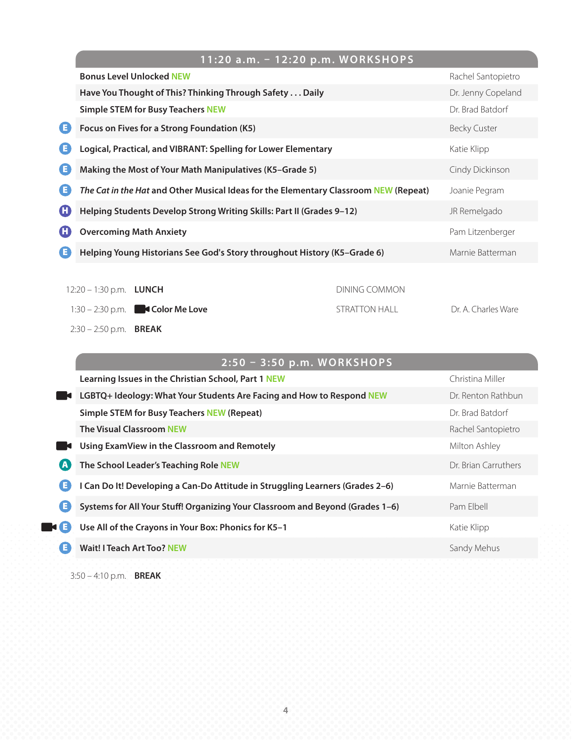## 11:20 a.m. – 12:20 p.m. WORKSHOPS

| | | |
|---|---|---|
| | **Bonus Level Unlocked** NEW | Rachel Santopietro |
| | **Have You Thought of This? Thinking Through Safety . . . Daily** | Dr. Jenny Copeland |
| | **Simple STEM for Busy Teachers** NEW | Dr. Brad Batdorf |
| E | **Focus on Fives for a Strong Foundation (K5)** | Becky Custer |
| E | **Logical, Practical, and VIBRANT: Spelling for Lower Elementary** | Katie Klipp |
| E | **Making the Most of Your Math Manipulatives (K5–Grade 5)** | Cindy Dickinson |
| E | ***The Cat in the Hat* and Other Musical Ideas for the Elementary Classroom** NEW **(Repeat)** | Joanie Pegram |
| H | **Helping Students Develop Strong Writing Skills: Part II (Grades 9–12)** | JR Remelgado |
| H | **Overcoming Math Anxiety** | Pam Litzenberger |
| E | **Helping Young Historians See God's Story throughout History (K5–Grade 6)** | Marnie Batterman |

| | | | |
|---|---|---|---|
| 12:20 – 1:30 p.m. | **LUNCH** | DINING COMMON | |
| 1:30 – 2:30 p.m. | (video) **Color Me Love** | STRATTON HALL | Dr. A. Charles Ware |
| 2:30 – 2:50 p.m. | **BREAK** | | |

## 2:50 – 3:50 p.m. WORKSHOPS

| | | |
|---|---|---|
| | **Learning Issues in the Christian School, Part 1** NEW | Christina Miller |
| (video) | **LGBTQ+ Ideology: What Your Students Are Facing and How to Respond** NEW | Dr. Renton Rathbun |
| | **Simple STEM for Busy Teachers** NEW **(Repeat)** | Dr. Brad Batdorf |
| | **The Visual Classroom** NEW | Rachel Santopietro |
| (video) | **Using ExamView in the Classroom and Remotely** | Milton Ashley |
| A | **The School Leader's Teaching Role** NEW | Dr. Brian Carruthers |
| E | **I Can Do It! Developing a Can-Do Attitude in Struggling Learners (Grades 2–6)** | Marnie Batterman |
| E | **Systems for All Your Stuff! Organizing Your Classroom and Beyond (Grades 1–6)** | Pam Elbell |
| (video) E | **Use All of the Crayons in Your Box: Phonics for K5–1** | Katie Klipp |
| E | **Wait! I Teach Art Too?** NEW | Sandy Mehus |

3:50 – 4:10 p.m. **BREAK**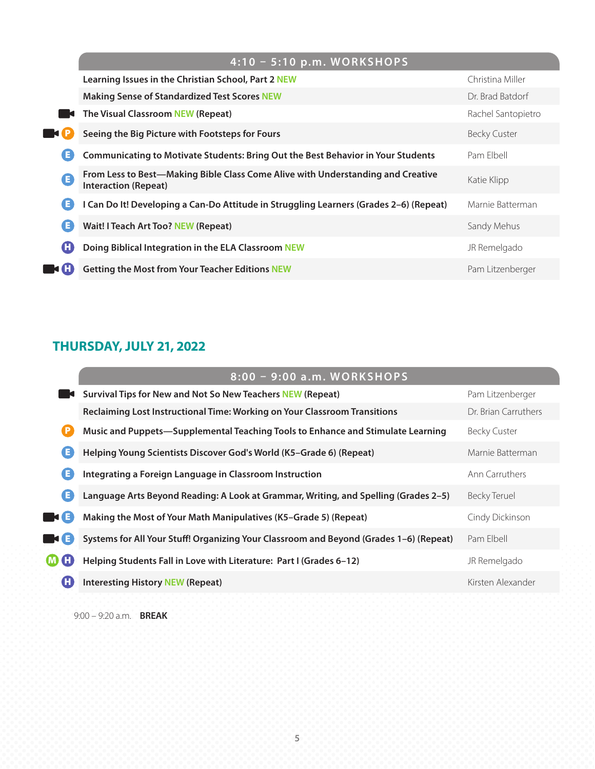| 4:10 – 5:10 p.m. WORKSHOPS | |
|---|---|
| Learning Issues in the Christian School, Part 2 NEW | Christina Miller |
| Making Sense of Standardized Test Scores NEW | Dr. Brad Batdorf |
| The Visual Classroom NEW (Repeat) | Rachel Santopietro |
| P Seeing the Big Picture with Footsteps for Fours | Becky Custer |
| E Communicating to Motivate Students: Bring Out the Best Behavior in Your Students | Pam Elbell |
| E From Less to Best—Making Bible Class Come Alive with Understanding and Creative Interaction (Repeat) | Katie Klipp |
| E I Can Do It! Developing a Can-Do Attitude in Struggling Learners (Grades 2–6) (Repeat) | Marnie Batterman |
| E Wait! I Teach Art Too? NEW (Repeat) | Sandy Mehus |
| H Doing Biblical Integration in the ELA Classroom NEW | JR Remelgado |
| H Getting the Most from Your Teacher Editions NEW | Pam Litzenberger |

## THURSDAY, JULY 21, 2022

| 8:00 – 9:00 a.m. WORKSHOPS | |
|---|---|
| Survival Tips for New and Not So New Teachers NEW (Repeat) | Pam Litzenberger |
| Reclaiming Lost Instructional Time: Working on Your Classroom Transitions | Dr. Brian Carruthers |
| P Music and Puppets—Supplemental Teaching Tools to Enhance and Stimulate Learning | Becky Custer |
| E Helping Young Scientists Discover God's World (K5–Grade 6) (Repeat) | Marnie Batterman |
| E Integrating a Foreign Language in Classroom Instruction | Ann Carruthers |
| E Language Arts Beyond Reading: A Look at Grammar, Writing, and Spelling (Grades 2–5) | Becky Teruel |
| E Making the Most of Your Math Manipulatives (K5–Grade 5) (Repeat) | Cindy Dickinson |
| E Systems for All Your Stuff! Organizing Your Classroom and Beyond (Grades 1–6) (Repeat) | Pam Elbell |
| M H Helping Students Fall in Love with Literature: Part I (Grades 6–12) | JR Remelgado |
| H Interesting History NEW (Repeat) | Kirsten Alexander |

9:00 – 9:20 a.m. **BREAK**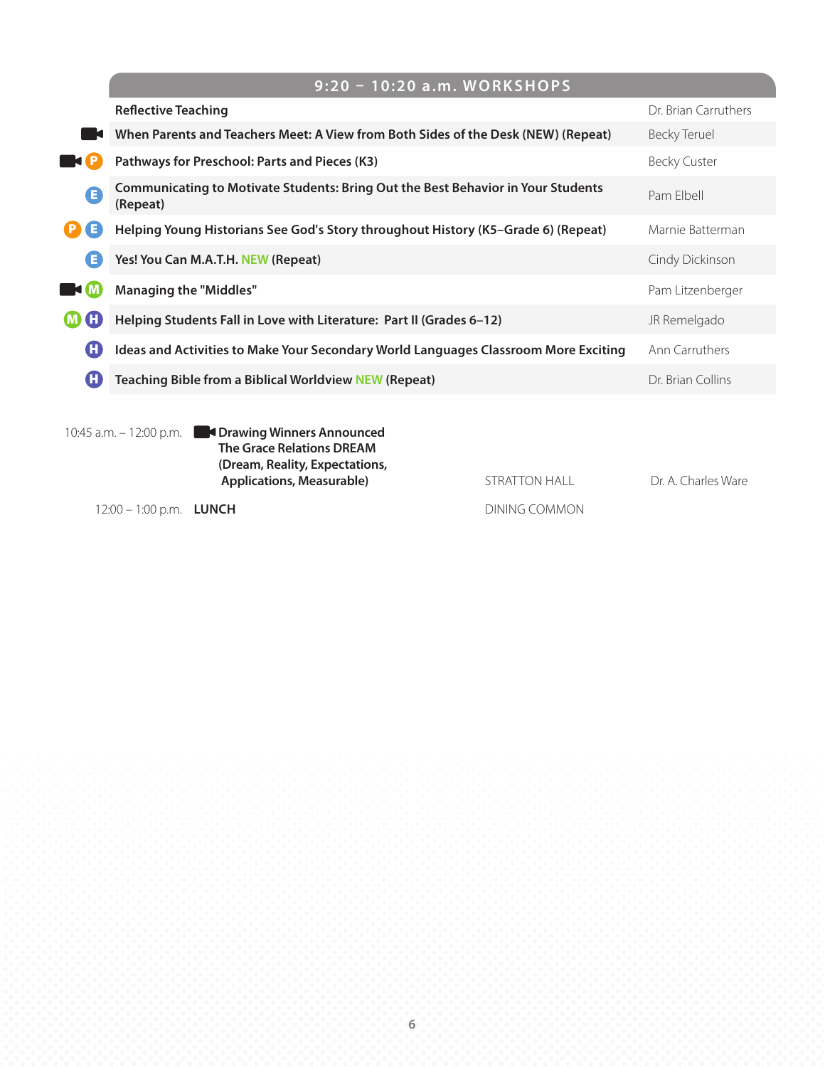## 9:20 – 10:20 a.m. WORKSHOPS

| | | |
|---|---|---|
| | Reflective Teaching | Dr. Brian Carruthers |
| | When Parents and Teachers Meet: A View from Both Sides of the Desk (NEW) (Repeat) | Becky Teruel |
| P | Pathways for Preschool: Parts and Pieces (K3) | Becky Custer |
| E | Communicating to Motivate Students: Bring Out the Best Behavior in Your Students (Repeat) | Pam Elbell |
| P E | Helping Young Historians See God's Story throughout History (K5–Grade 6) (Repeat) | Marnie Batterman |
| E | Yes! You Can M.A.T.H. NEW (Repeat) | Cindy Dickinson |
| M | Managing the "Middles" | Pam Litzenberger |
| M H | Helping Students Fall in Love with Literature: Part II (Grades 6–12) | JR Remelgado |
| H | Ideas and Activities to Make Your Secondary World Languages Classroom More Exciting | Ann Carruthers |
| H | Teaching Bible from a Biblical Worldview NEW (Repeat) | Dr. Brian Collins |

| | | | |
|---|---|---|---|
| 10:45 a.m. – 12:00 p.m. | **Drawing Winners Announced** **The Grace Relations DREAM (Dream, Reality, Expectations, Applications, Measurable)** | STRATTON HALL | Dr. A. Charles Ware |
| 12:00 – 1:00 p.m. | **LUNCH** | DINING COMMON | |